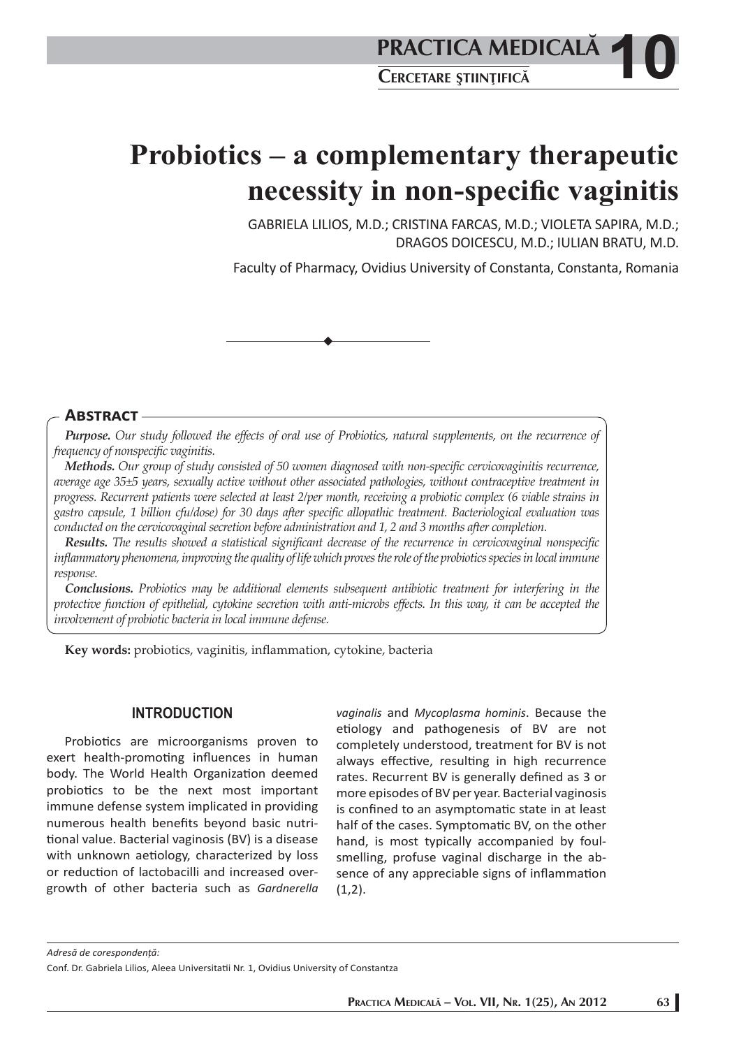# Probiotics – a complementary therapeutic necessity in non-specific vaginitis

GABRIELA LILIOS, M.D.; CRISTINA FARCAS, M.D.; VIOLETA SAPIRA, M.D.; DRAGOS DOICESCU, M.D.; IULIAN BRATU, M.D.

Faculty of Pharmacy, Ovidius University of Constanta, Constanta, Romania

## Abstract

***Purpose.*** *Our study followed the effects of oral use of Probiotics, natural supplements, on the recurrence of frequency of nonspecific vaginitis.*

***Methods.*** *Our group of study consisted of 50 women diagnosed with non-specific cervicovaginitis recurrence, average age 35±5 years, sexually active without other associated pathologies, without contraceptive treatment in progress. Recurrent patients were selected at least 2/per month, receiving a probiotic complex (6 viable strains in gastro capsule, 1 billion cfu/dose) for 30 days after specific allopathic treatment. Bacteriological evaluation was conducted on the cervicovaginal secretion before administration and 1, 2 and 3 months after completion.*

***Results.*** *The results showed a statistical significant decrease of the recurrence in cervicovaginal nonspecific inflammatory phenomena, improving the quality of life which proves the role of the probiotics species in local immune response.*

***Conclusions.*** *Probiotics may be additional elements subsequent antibiotic treatment for interfering in the protective function of epithelial, cytokine secretion with anti-microbs effects. In this way, it can be accepted the involvement of probiotic bacteria in local immune defense.*

**Key words:** probiotics, vaginitis, inflammation, cytokine, bacteria

## INTRODUCTION

Probiotics are microorganisms proven to exert health-promoting influences in human body. The World Health Organization deemed probiotics to be the next most important immune defense system implicated in providing numerous health benefits beyond basic nutritional value. Bacterial vaginosis (BV) is a disease with unknown aetiology, characterized by loss or reduction of lactobacilli and increased overgrowth of other bacteria such as *Gardnerella vaginalis* and *Mycoplasma hominis*. Because the etiology and pathogenesis of BV are not completely understood, treatment for BV is not always effective, resulting in high recurrence rates. Recurrent BV is generally defined as 3 or more episodes of BV per year. Bacterial vaginosis is confined to an asymptomatic state in at least half of the cases. Symptomatic BV, on the other hand, is most typically accompanied by foul-smelling, profuse vaginal discharge in the absence of any appreciable signs of inflammation (1,2).

*Adresă de corespondenţă:*

Conf. Dr. Gabriela Lilios, Aleea Universitatii Nr. 1, Ovidius University of Constantza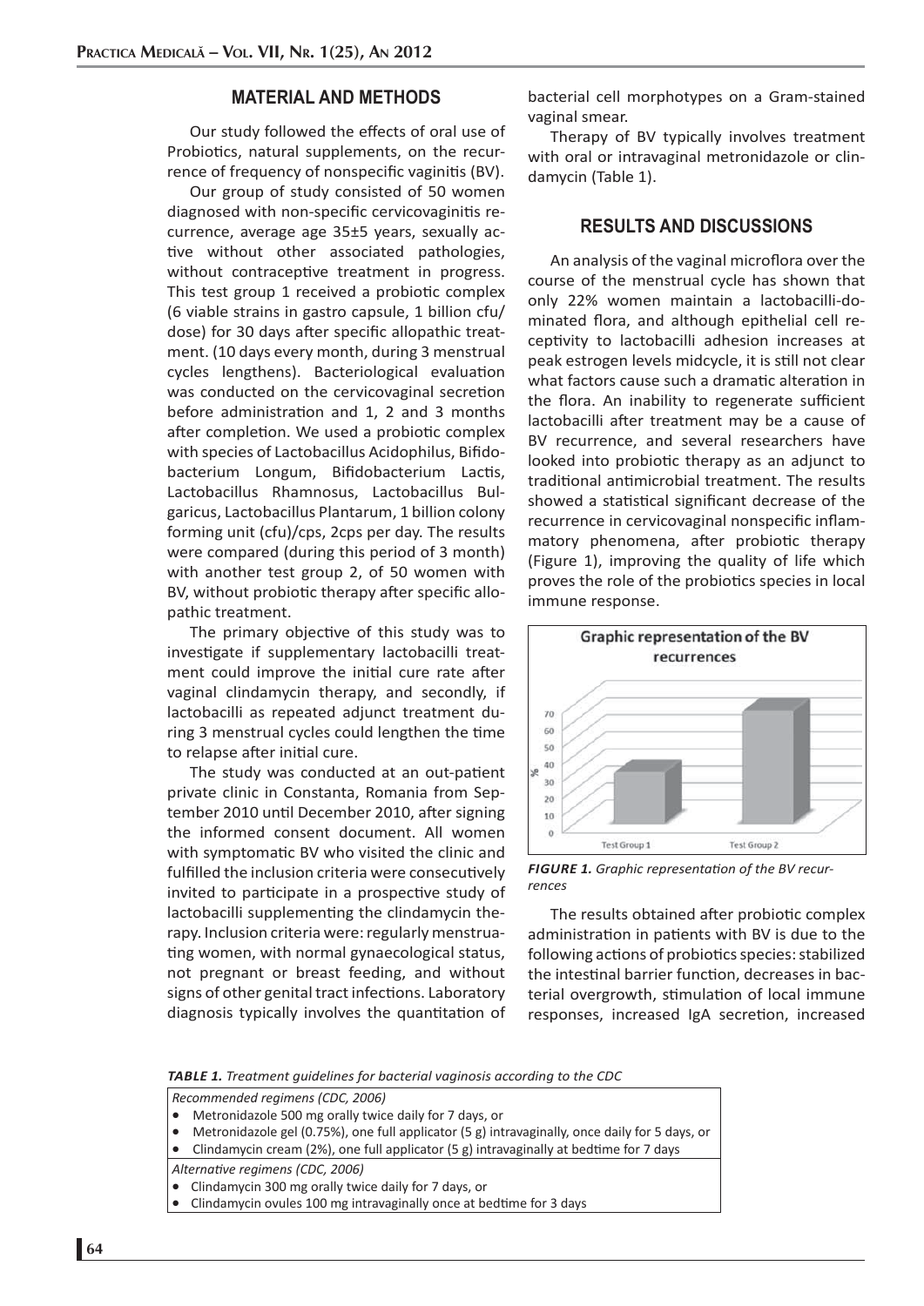## MATERIAL AND METHODS

Our study followed the effects of oral use of Probiotics, natural supplements, on the recurrence of frequency of nonspecific vaginitis (BV).

Our group of study consisted of 50 women diagnosed with non-specific cervicovaginitis recurrence, average age 35±5 years, sexually active without other associated pathologies, without contraceptive treatment in progress. This test group 1 received a probiotic complex (6 viable strains in gastro capsule, 1 billion cfu/dose) for 30 days after specific allopathic treatment. (10 days every month, during 3 menstrual cycles lengthens). Bacteriological evaluation was conducted on the cervicovaginal secretion before administration and 1, 2 and 3 months after completion. We used a probiotic complex with species of Lactobacillus Acidophilus, Bifidobacterium Longum, Bifidobacterium Lactis, Lactobacillus Rhamnosus, Lactobacillus Bulgaricus, Lactobacillus Plantarum, 1 billion colony forming unit (cfu)/cps, 2cps per day. The results were compared (during this period of 3 month) with another test group 2, of 50 women with BV, without probiotic therapy after specific allopathic treatment.

The primary objective of this study was to investigate if supplementary lactobacilli treatment could improve the initial cure rate after vaginal clindamycin therapy, and secondly, if lactobacilli as repeated adjunct treatment during 3 menstrual cycles could lengthen the time to relapse after initial cure.

The study was conducted at an out-patient private clinic in Constanta, Romania from September 2010 until December 2010, after signing the informed consent document. All women with symptomatic BV who visited the clinic and fulfilled the inclusion criteria were consecutively invited to participate in a prospective study of lactobacilli supplementing the clindamycin therapy. Inclusion criteria were: regularly menstruating women, with normal gynaecological status, not pregnant or breast feeding, and without signs of other genital tract infections. Laboratory diagnosis typically involves the quantitation of bacterial cell morphotypes on a Gram-stained vaginal smear.

Therapy of BV typically involves treatment with oral or intravaginal metronidazole or clindamycin (Table 1).

## RESULTS AND DISCUSSIONS

An analysis of the vaginal microflora over the course of the menstrual cycle has shown that only 22% women maintain a lactobacilli-dominated flora, and although epithelial cell receptivity to lactobacilli adhesion increases at peak estrogen levels midcycle, it is still not clear what factors cause such a dramatic alteration in the flora. An inability to regenerate sufficient lactobacilli after treatment may be a cause of BV recurrence, and several researchers have looked into probiotic therapy as an adjunct to traditional antimicrobial treatment. The results showed a statistical significant decrease of the recurrence in cervicovaginal nonspecific inflammatory phenomena, after probiotic therapy (Figure 1), improving the quality of life which proves the role of the probiotics species in local immune response.

*FIGURE 1. Graphic representation of the BV recurrences*

The results obtained after probiotic complex administration in patients with BV is due to the following actions of probiotics species: stabilized the intestinal barrier function, decreases in bacterial overgrowth, stimulation of local immune responses, increased IgA secretion, increased

*TABLE 1. Treatment guidelines for bacterial vaginosis according to the CDC*

| *Recommended regimens (CDC, 2006)* |
|---|
| • Metronidazole 500 mg orally twice daily for 7 days, or |
| • Metronidazole gel (0.75%), one full applicator (5 g) intravaginally, once daily for 5 days, or |
| • Clindamycin cream (2%), one full applicator (5 g) intravaginally at bedtime for 7 days |
| *Alternative regimens (CDC, 2006)* |
| • Clindamycin 300 mg orally twice daily for 7 days, or |
| • Clindamycin ovules 100 mg intravaginally once at bedtime for 3 days |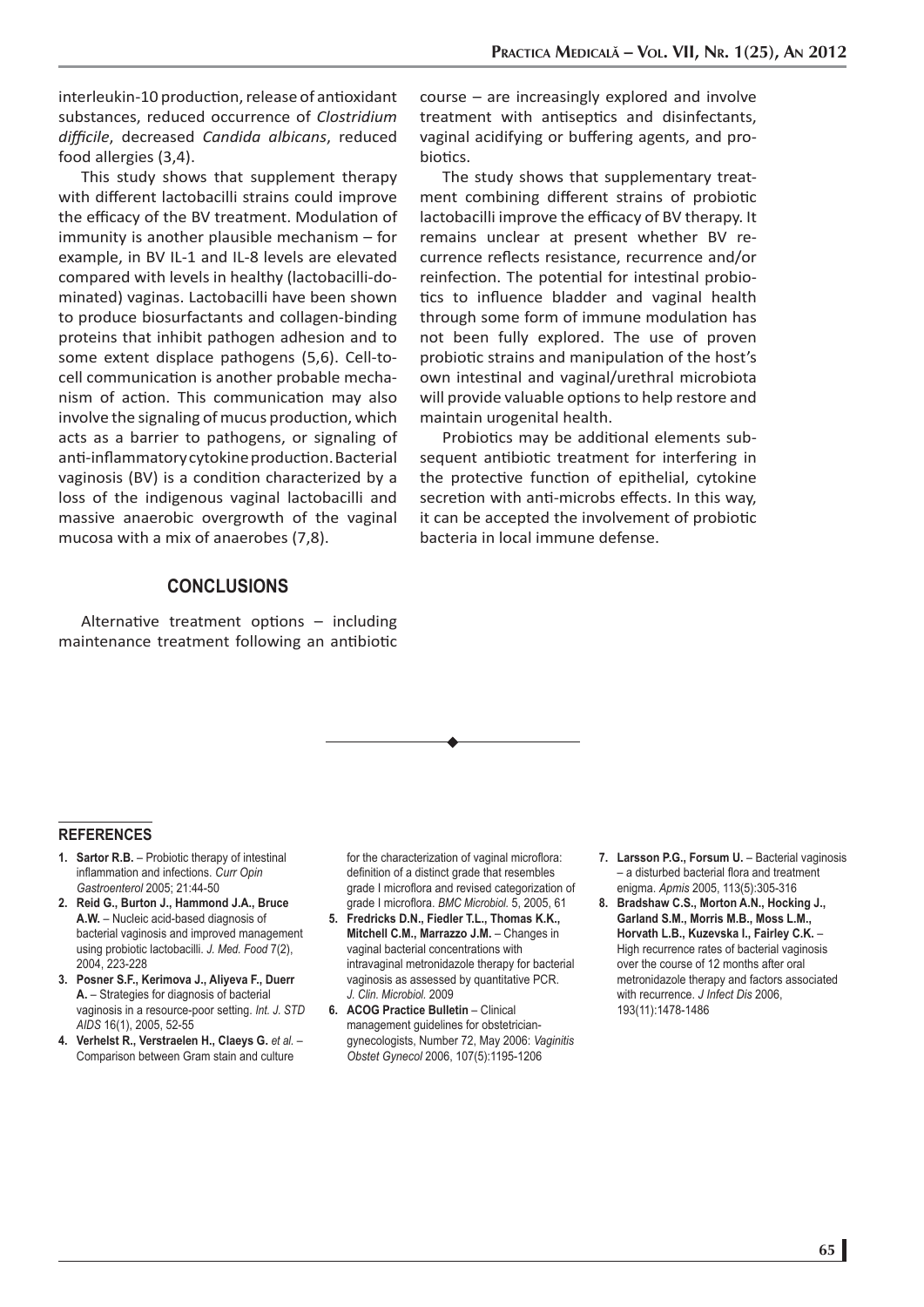interleukin-10 production, release of antioxidant substances, reduced occurrence of *Clostridium difficile*, decreased *Candida albicans*, reduced food allergies (3,4).

This study shows that supplement therapy with different lactobacilli strains could improve the efficacy of the BV treatment. Modulation of immunity is another plausible mechanism – for example, in BV IL-1 and IL-8 levels are elevated compared with levels in healthy (lactobacilli-dominated) vaginas. Lactobacilli have been shown to produce biosurfactants and collagen-binding proteins that inhibit pathogen adhesion and to some extent displace pathogens (5,6). Cell-to-cell communication is another probable mechanism of action. This communication may also involve the signaling of mucus production, which acts as a barrier to pathogens, or signaling of anti-inflammatory cytokine production. Bacterial vaginosis (BV) is a condition characterized by a loss of the indigenous vaginal lactobacilli and massive anaerobic overgrowth of the vaginal mucosa with a mix of anaerobes (7,8).

## CONCLUSIONS

Alternative treatment options – including maintenance treatment following an antibiotic course – are increasingly explored and involve treatment with antiseptics and disinfectants, vaginal acidifying or buffering agents, and probiotics.

The study shows that supplementary treatment combining different strains of probiotic lactobacilli improve the efficacy of BV therapy. It remains unclear at present whether BV recurrence reflects resistance, recurrence and/or reinfection. The potential for intestinal probiotics to influence bladder and vaginal health through some form of immune modulation has not been fully explored. The use of proven probiotic strains and manipulation of the host's own intestinal and vaginal/urethral microbiota will provide valuable options to help restore and maintain urogenital health.

Probiotics may be additional elements subsequent antibiotic treatment for interfering in the protective function of epithelial, cytokine secretion with anti-microbs effects. In this way, it can be accepted the involvement of probiotic bacteria in local immune defense.

## REFERENCES

1. **Sartor R.B.** – Probiotic therapy of intestinal inflammation and infections. *Curr Opin Gastroenterol* 2005; 21:44-50
2. **Reid G., Burton J., Hammond J.A., Bruce A.W.** – Nucleic acid-based diagnosis of bacterial vaginosis and improved management using probiotic lactobacilli. *J. Med. Food* 7(2), 2004, 223-228
3. **Posner S.F., Kerimova J., Aliyeva F., Duerr A.** – Strategies for diagnosis of bacterial vaginosis in a resource-poor setting. *Int. J. STD AIDS* 16(1), 2005, 52-55
4. **Verhelst R., Verstraelen H., Claeys G.** *et al.* – Comparison between Gram stain and culture for the characterization of vaginal microflora: definition of a distinct grade that resembles grade I microflora and revised categorization of grade I microflora. *BMC Microbiol.* 5, 2005, 61
5. **Fredricks D.N., Fiedler T.L., Thomas K.K., Mitchell C.M., Marrazzo J.M.** – Changes in vaginal bacterial concentrations with intravaginal metronidazole therapy for bacterial vaginosis as assessed by quantitative PCR. *J. Clin. Microbiol.* 2009
6. **ACOG Practice Bulletin** – Clinical management guidelines for obstetrician-gynecologists, Number 72, May 2006: *Vaginitis Obstet Gynecol* 2006, 107(5):1195-1206
7. **Larsson P.G., Forsum U.** – Bacterial vaginosis – a disturbed bacterial flora and treatment enigma. *Apmis* 2005, 113(5):305-316
8. **Bradshaw C.S., Morton A.N., Hocking J., Garland S.M., Morris M.B., Moss L.M., Horvath L.B., Kuzevska I., Fairley C.K.** – High recurrence rates of bacterial vaginosis over the course of 12 months after oral metronidazole therapy and factors associated with recurrence. *J Infect Dis* 2006, 193(11):1478-1486